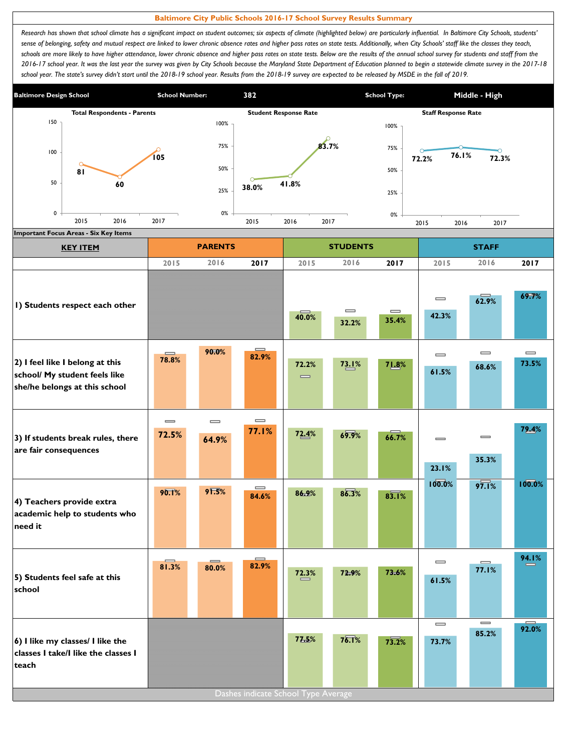# Baltimore City Public Schools 2016-17 School Survey Results Summary

*Research has shown that school climate has a significant impact on student outcomes; six aspects of climate (highlighted below) are particularly influential. In Baltimore City Schools, students' sense of belonging, safety and mutual respect are linked to lower chronic absence rates and higher pass rates on state tests. Additionally, when City Schools' staff like the classes they teach, schools are more likely to have higher attendance, lower chronic absence and higher pass rates on state tests. Below are the results of the annual school survey for students and staff from the 2016-17 school year. It was the last year the survey was given by City Schools because the Maryland State Department of Education planned to begin a statewide climate survey in the 2017-18 school year. The state's survey didn't start until the 2018-19 school year. Results from the 2018-19 survey are expected to be released by MSDE in the fall of 2019.*

| Baltimore Design School | School Number: | 382 | School Type: | Middle - High |
|---|---|---|---|---|

**Total Respondents - Parents**

| 2015 | 2016 | 2017 |
|---|---|---|
| 81 | 60 | 105 |

**Student Response Rate**

| 2015 | 2016 | 2017 |
|---|---|---|
| 38.0% | 41.8% | 83.7% |

**Staff Response Rate**

| 2015 | 2016 | 2017 |
|---|---|---|
| 72.2% | 76.1% | 72.3% |

**Important Focus Areas - Six Key Items**

| KEY ITEM | PARENTS 2015 | PARENTS 2016 | PARENTS 2017 | STUDENTS 2015 | STUDENTS 2016 | STUDENTS 2017 | STAFF 2015 | STAFF 2016 | STAFF 2017 |
|---|---|---|---|---|---|---|---|---|---|
| 1) Students respect each other | | | | 40.0% | 32.2% | 35.4% | 42.3% | 62.9% | 69.7% |
| 2) I feel like I belong at this school/ My student feels like she/he belongs at this school | 78.8% | 90.0% | 82.9% | 72.2% | 73.1% | 71.8% | 61.5% | 68.6% | 73.5% |
| 3) If students break rules, there are fair consequences | 72.5% | 64.9% | 77.1% | 72.4% | 69.9% | 66.7% | 23.1% | 35.3% | 79.4% |
| 4) Teachers provide extra academic help to students who need it | 90.1% | 91.5% | 84.6% | 86.9% | 86.3% | 83.1% | 100.0% | 97.1% | 100.0% |
| 5) Students feel safe at this school | 81.3% | 80.0% | 82.9% | 72.3% | 72.9% | 73.6% | 61.5% | 77.1% | 94.1% |
| 6) I like my classes/ I like the classes I take/I like the classes I teach | | | | 77.5% | 76.1% | 73.2% | 73.7% | 85.2% | 92.0% |

Dashes indicate School Type Average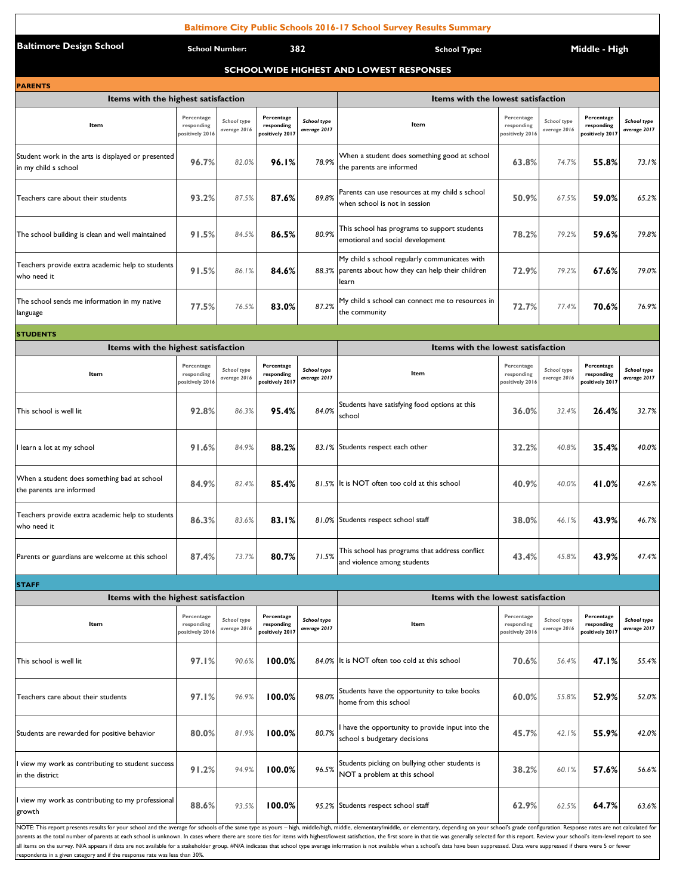# Baltimore City Public Schools 2016-17 School Survey Results Summary

**Baltimore Design School** | **School Number:** 382 | **School Type:** Middle - High

## SCHOOLWIDE HIGHEST AND LOWEST RESPONSES

### PARENTS

| Items with the highest satisfaction | | | | | Items with the lowest satisfaction | | | | |
|---|---|---|---|---|---|---|---|---|---|
| Item | Percentage responding positively 2016 | *School type average 2016* | Percentage responding positively 2017 | *School type average 2017* | Item | Percentage responding positively 2016 | *School type average 2016* | Percentage responding positively 2017 | *School type average 2017* |
| Student work in the arts is displayed or presented in my child s school | **96.7%** | *82.0%* | **96.1%** | *78.9%* | When a student does something good at school the parents are informed | **63.8%** | *74.7%* | **55.8%** | *73.1%* |
| Teachers care about their students | **93.2%** | *87.5%* | **87.6%** | *89.8%* | Parents can use resources at my child s school when school is not in session | **50.9%** | *67.5%* | **59.0%** | *65.2%* |
| The school building is clean and well maintained | **91.5%** | *84.5%* | **86.5%** | *80.9%* | This school has programs to support students emotional and social development | **78.2%** | *79.2%* | **59.6%** | *79.8%* |
| Teachers provide extra academic help to students who need it | **91.5%** | *86.1%* | **84.6%** | *88.3%* | My child s school regularly communicates with parents about how they can help their children learn | **72.9%** | *79.2%* | **67.6%** | *79.0%* |
| The school sends me information in my native language | **77.5%** | *76.5%* | **83.0%** | *87.2%* | My child s school can connect me to resources in the community | **72.7%** | *77.4%* | **70.6%** | *76.9%* |

### STUDENTS

| Items with the highest satisfaction | | | | | Items with the lowest satisfaction | | | | |
|---|---|---|---|---|---|---|---|---|---|
| Item | Percentage responding positively 2016 | *School type average 2016* | Percentage responding positively 2017 | *School type average 2017* | Item | Percentage responding positively 2016 | *School type average 2016* | Percentage responding positively 2017 | *School type average 2017* |
| This school is well lit | **92.8%** | *86.3%* | **95.4%** | *84.0%* | Students have satisfying food options at this school | **36.0%** | *32.4%* | **26.4%** | *32.7%* |
| I learn a lot at my school | **91.6%** | *84.9%* | **88.2%** | *83.1%* | Students respect each other | **32.2%** | *40.8%* | **35.4%** | *40.0%* |
| When a student does something bad at school the parents are informed | **84.9%** | *82.4%* | **85.4%** | *81.5%* | It is NOT often too cold at this school | **40.9%** | *40.0%* | **41.0%** | *42.6%* |
| Teachers provide extra academic help to students who need it | **86.3%** | *83.6%* | **83.1%** | *81.0%* | Students respect school staff | **38.0%** | *46.1%* | **43.9%** | *46.7%* |
| Parents or guardians are welcome at this school | **87.4%** | *73.7%* | **80.7%** | *71.5%* | This school has programs that address conflict and violence among students | **43.4%** | *45.8%* | **43.9%** | *47.4%* |

### STAFF

| Items with the highest satisfaction | | | | | Items with the lowest satisfaction | | | | |
|---|---|---|---|---|---|---|---|---|---|
| Item | Percentage responding positively 2016 | *School type average 2016* | Percentage responding positively 2017 | *School type average 2017* | Item | Percentage responding positively 2016 | *School type average 2016* | Percentage responding positively 2017 | *School type average 2017* |
| This school is well lit | **97.1%** | *90.6%* | **100.0%** | *84.0%* | It is NOT often too cold at this school | **70.6%** | *56.4%* | **47.1%** | *55.4%* |
| Teachers care about their students | **97.1%** | *96.9%* | **100.0%** | *98.0%* | Students have the opportunity to take books home from this school | **60.0%** | *55.8%* | **52.9%** | *52.0%* |
| Students are rewarded for positive behavior | **80.0%** | *81.9%* | **100.0%** | *80.7%* | I have the opportunity to provide input into the school s budgetary decisions | **45.7%** | *42.1%* | **55.9%** | *42.0%* |
| I view my work as contributing to student success in the district | **91.2%** | *94.9%* | **100.0%** | *96.5%* | Students picking on bullying other students is NOT a problem at this school | **38.2%** | *60.1%* | **57.6%** | *56.6%* |
| I view my work as contributing to my professional growth | **88.6%** | *93.5%* | **100.0%** | *95.2%* | Students respect school staff | **62.9%** | *62.5%* | **64.7%** | *63.6%* |

NOTE: This report presents results for your school and the average for schools of the same type as yours – high, middle/high, middle, elementary/middle, or elementary, depending on your school's grade configuration. Response rates are not calculated for parents as the total number of parents at each school is unknown. In cases where there are score ties for items with highest/lowest satisfaction, the first score in that tie was generally selected for this report. Review your school's item-level report to see all items on the survey. N/A appears if data are not available for a stakeholder group. #N/A indicates that school type average information is not available when a school's data have been suppressed. Data were suppressed if there were 5 or fewer respondents in a given category and if the response rate was less than 30%.